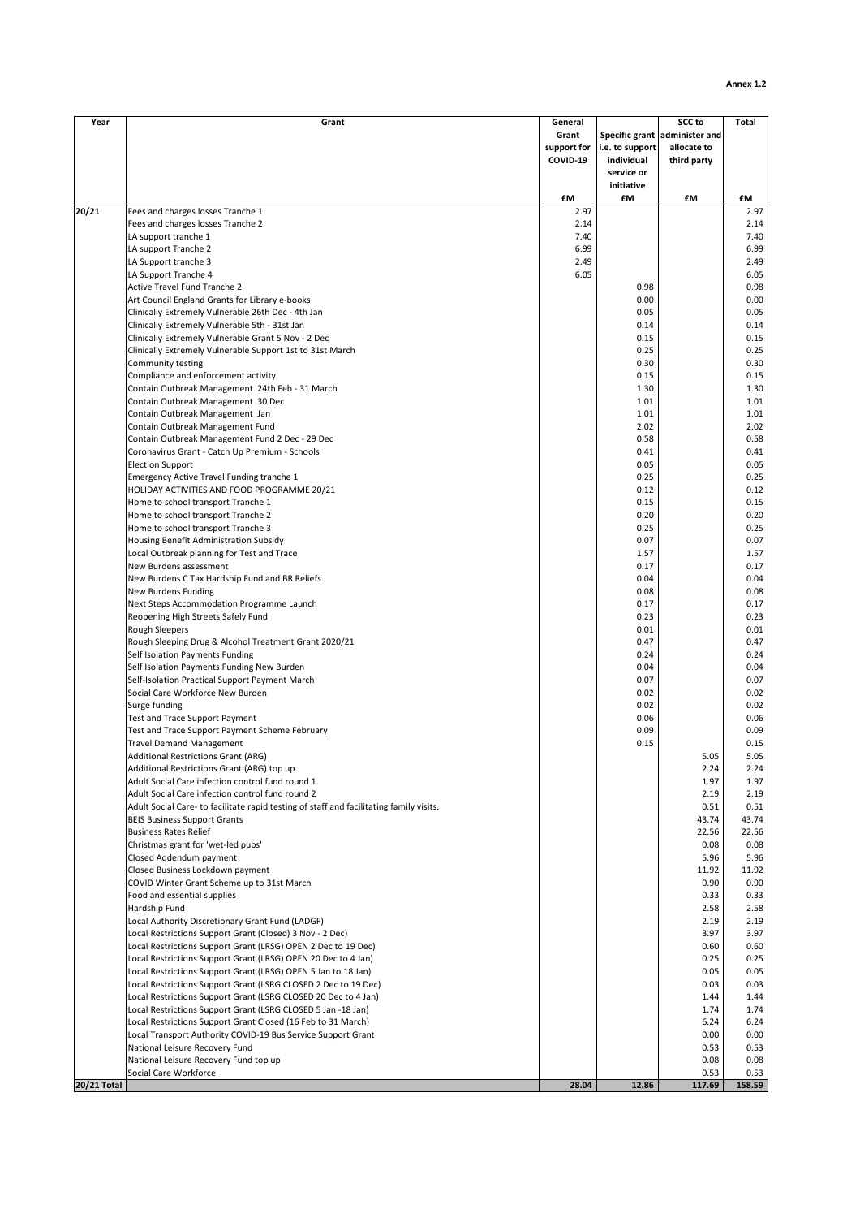Annex 1.2

| Year | Grant | General Grant support for COVID-19 | Specific grant i.e. to support individual service or initiative | SCC to administer and allocate to third party | Total |
|---|---|---|---|---|---|
| | | £M | £M | £M | £M |
| 20/21 | Fees and charges losses Tranche 1 | 2.97 | | | 2.97 |
| | Fees and charges losses Tranche 2 | 2.14 | | | 2.14 |
| | LA support tranche 1 | 7.40 | | | 7.40 |
| | LA support Tranche 2 | 6.99 | | | 6.99 |
| | LA Support tranche 3 | 2.49 | | | 2.49 |
| | LA Support Tranche 4 | 6.05 | | | 6.05 |
| | Active Travel Fund Tranche 2 | | 0.98 | | 0.98 |
| | Art Council England Grants for Library e-books | | 0.00 | | 0.00 |
| | Clinically Extremely Vulnerable 26th Dec - 4th Jan | | 0.05 | | 0.05 |
| | Clinically Extremely Vulnerable 5th - 31st Jan | | 0.14 | | 0.14 |
| | Clinically Extremely Vulnerable Grant 5 Nov - 2 Dec | | 0.15 | | 0.15 |
| | Clinically Extremely Vulnerable Support 1st to 31st March | | 0.25 | | 0.25 |
| | Community testing | | 0.30 | | 0.30 |
| | Compliance and enforcement activity | | 0.15 | | 0.15 |
| | Contain Outbreak Management 24th Feb - 31 March | | 1.30 | | 1.30 |
| | Contain Outbreak Management 30 Dec | | 1.01 | | 1.01 |
| | Contain Outbreak Management Jan | | 1.01 | | 1.01 |
| | Contain Outbreak Management Fund | | 2.02 | | 2.02 |
| | Contain Outbreak Management Fund 2 Dec - 29 Dec | | 0.58 | | 0.58 |
| | Coronavirus Grant - Catch Up Premium - Schools | | 0.41 | | 0.41 |
| | Election Support | | 0.05 | | 0.05 |
| | Emergency Active Travel Funding tranche 1 | | 0.25 | | 0.25 |
| | HOLIDAY ACTIVITIES AND FOOD PROGRAMME 20/21 | | 0.12 | | 0.12 |
| | Home to school transport Tranche 1 | | 0.15 | | 0.15 |
| | Home to school transport Tranche 2 | | 0.20 | | 0.20 |
| | Home to school transport Tranche 3 | | 0.25 | | 0.25 |
| | Housing Benefit Administration Subsidy | | 0.07 | | 0.07 |
| | Local Outbreak planning for Test and Trace | | 1.57 | | 1.57 |
| | New Burdens assessment | | 0.17 | | 0.17 |
| | New Burdens C Tax Hardship Fund and BR Reliefs | | 0.04 | | 0.04 |
| | New Burdens Funding | | 0.08 | | 0.08 |
| | Next Steps Accommodation Programme Launch | | 0.17 | | 0.17 |
| | Reopening High Streets Safely Fund | | 0.23 | | 0.23 |
| | Rough Sleepers | | 0.01 | | 0.01 |
| | Rough Sleeping Drug & Alcohol Treatment Grant 2020/21 | | 0.47 | | 0.47 |
| | Self Isolation Payments Funding | | 0.24 | | 0.24 |
| | Self Isolation Payments Funding New Burden | | 0.04 | | 0.04 |
| | Self-Isolation Practical Support Payment March | | 0.07 | | 0.07 |
| | Social Care Workforce New Burden | | 0.02 | | 0.02 |
| | Surge funding | | 0.02 | | 0.02 |
| | Test and Trace Support Payment | | 0.06 | | 0.06 |
| | Test and Trace Support Payment Scheme February | | 0.09 | | 0.09 |
| | Travel Demand Management | | 0.15 | | 0.15 |
| | Additional Restrictions Grant (ARG) | | | 5.05 | 5.05 |
| | Additional Restrictions Grant (ARG) top up | | | 2.24 | 2.24 |
| | Adult Social Care infection control fund round 1 | | | 1.97 | 1.97 |
| | Adult Social Care infection control fund round 2 | | | 2.19 | 2.19 |
| | Adult Social Care- to facilitate rapid testing of staff and facilitating family visits. | | | 0.51 | 0.51 |
| | BEIS Business Support Grants | | | 43.74 | 43.74 |
| | Business Rates Relief | | | 22.56 | 22.56 |
| | Christmas grant for 'wet-led pubs' | | | 0.08 | 0.08 |
| | Closed Addendum payment | | | 5.96 | 5.96 |
| | Closed Business Lockdown payment | | | 11.92 | 11.92 |
| | COVID Winter Grant Scheme up to 31st March | | | 0.90 | 0.90 |
| | Food and essential supplies | | | 0.33 | 0.33 |
| | Hardship Fund | | | 2.58 | 2.58 |
| | Local Authority Discretionary Grant Fund (LADGF) | | | 2.19 | 2.19 |
| | Local Restrictions Support Grant (Closed) 3 Nov - 2 Dec) | | | 3.97 | 3.97 |
| | Local Restrictions Support Grant (LRSG) OPEN 2 Dec to 19 Dec) | | | 0.60 | 0.60 |
| | Local Restrictions Support Grant (LRSG) OPEN 20 Dec to 4 Jan) | | | 0.25 | 0.25 |
| | Local Restrictions Support Grant (LRSG) OPEN 5 Jan to 18 Jan) | | | 0.05 | 0.05 |
| | Local Restrictions Support Grant (LSRG CLOSED 2 Dec to 19 Dec) | | | 0.03 | 0.03 |
| | Local Restrictions Support Grant (LSRG CLOSED 20 Dec to 4 Jan) | | | 1.44 | 1.44 |
| | Local Restrictions Support Grant (LSRG CLOSED 5 Jan -18 Jan) | | | 1.74 | 1.74 |
| | Local Restrictions Support Grant Closed (16 Feb to 31 March) | | | 6.24 | 6.24 |
| | Local Transport Authority COVID-19 Bus Service Support Grant | | | 0.00 | 0.00 |
| | National Leisure Recovery Fund | | | 0.53 | 0.53 |
| | National Leisure Recovery Fund top up | | | 0.08 | 0.08 |
| | Social Care Workforce | | | 0.53 | 0.53 |
| 20/21 Total | | 28.04 | 12.86 | 117.69 | 158.59 |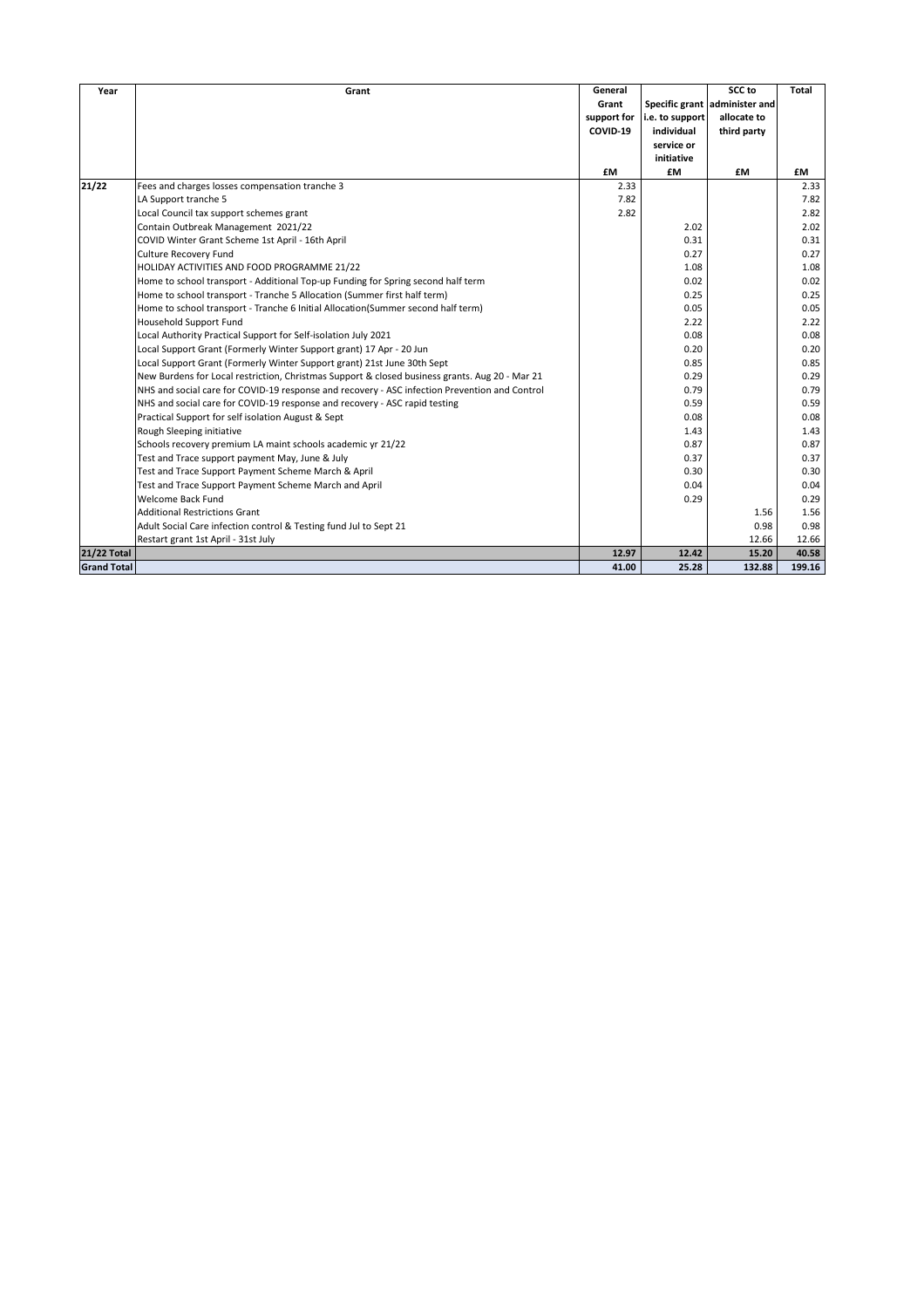| Year | Grant | General Grant support for COVID-19 | Specific grant i.e. to support individual service or initiative | SCC to administer and allocate to third party | Total |
|---|---|---|---|---|---|
| | | £M | £M | £M | £M |
| 21/22 | Fees and charges losses compensation tranche 3 | 2.33 | | | 2.33 |
| | LA Support tranche 5 | 7.82 | | | 7.82 |
| | Local Council tax support schemes grant | 2.82 | | | 2.82 |
| | Contain Outbreak Management 2021/22 | | 2.02 | | 2.02 |
| | COVID Winter Grant Scheme 1st April - 16th April | | 0.31 | | 0.31 |
| | Culture Recovery Fund | | 0.27 | | 0.27 |
| | HOLIDAY ACTIVITIES AND FOOD PROGRAMME 21/22 | | 1.08 | | 1.08 |
| | Home to school transport - Additional Top-up Funding for Spring second half term | | 0.02 | | 0.02 |
| | Home to school transport - Tranche 5 Allocation (Summer first half term) | | 0.25 | | 0.25 |
| | Home to school transport - Tranche 6 Initial Allocation(Summer second half term) | | 0.05 | | 0.05 |
| | Household Support Fund | | 2.22 | | 2.22 |
| | Local Authority Practical Support for Self-isolation July 2021 | | 0.08 | | 0.08 |
| | Local Support Grant (Formerly Winter Support grant) 17 Apr - 20 Jun | | 0.20 | | 0.20 |
| | Local Support Grant (Formerly Winter Support grant) 21st June 30th Sept | | 0.85 | | 0.85 |
| | New Burdens for Local restriction, Christmas Support & closed business grants. Aug 20 - Mar 21 | | 0.29 | | 0.29 |
| | NHS and social care for COVID-19 response and recovery - ASC infection Prevention and Control | | 0.79 | | 0.79 |
| | NHS and social care for COVID-19 response and recovery - ASC rapid testing | | 0.59 | | 0.59 |
| | Practical Support for self isolation August & Sept | | 0.08 | | 0.08 |
| | Rough Sleeping initiative | | 1.43 | | 1.43 |
| | Schools recovery premium LA maint schools academic yr 21/22 | | 0.87 | | 0.87 |
| | Test and Trace support payment May, June & July | | 0.37 | | 0.37 |
| | Test and Trace Support Payment Scheme March & April | | 0.30 | | 0.30 |
| | Test and Trace Support Payment Scheme March and April | | 0.04 | | 0.04 |
| | Welcome Back Fund | | 0.29 | | 0.29 |
| | Additional Restrictions Grant | | | 1.56 | 1.56 |
| | Adult Social Care infection control & Testing fund Jul to Sept 21 | | | 0.98 | 0.98 |
| | Restart grant 1st April - 31st July | | | 12.66 | 12.66 |
| **21/22 Total** | | **12.97** | **12.42** | **15.20** | **40.58** |
| **Grand Total** | | **41.00** | **25.28** | **132.88** | **199.16** |